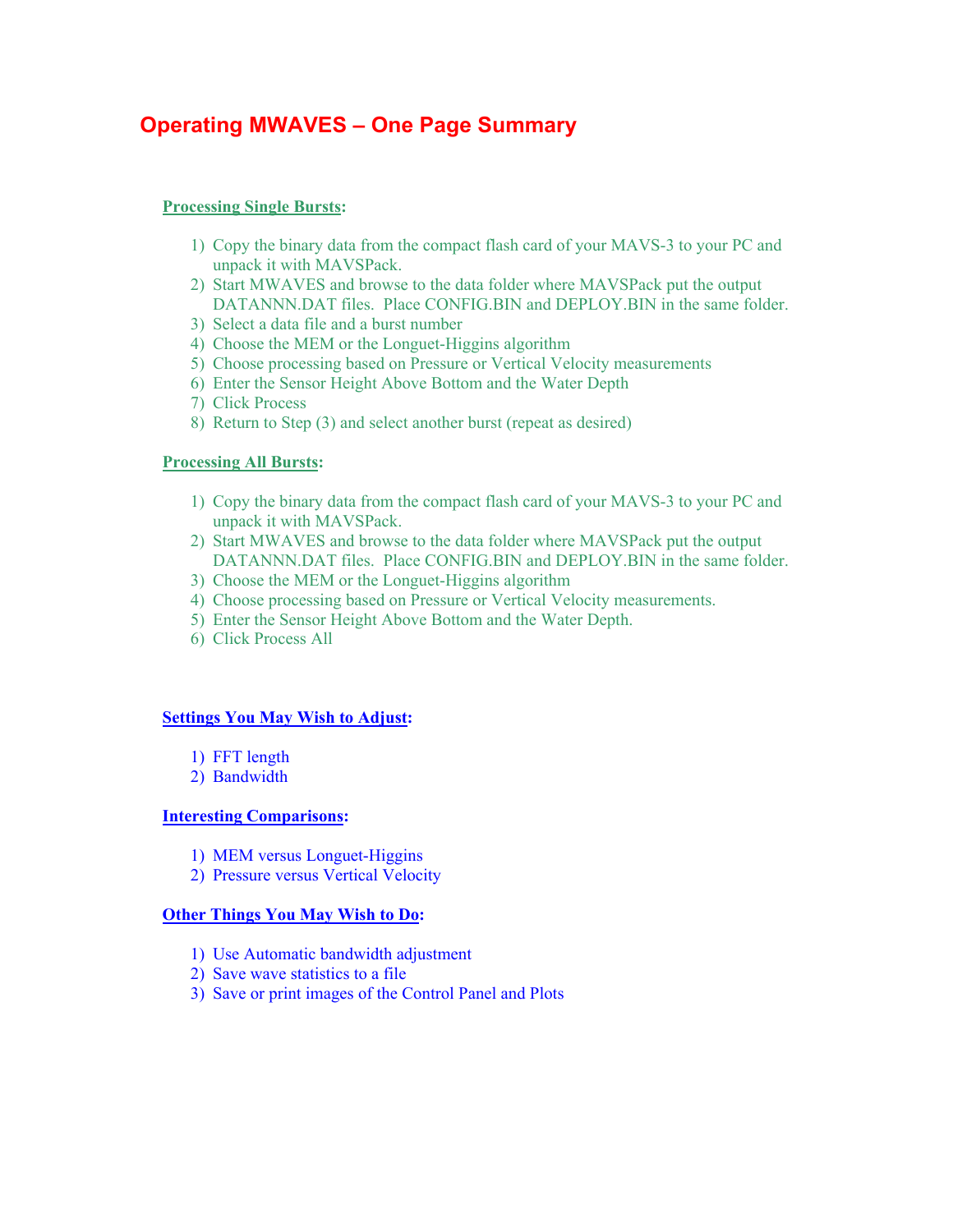# Operating MWAVES – One Page Summary

**Processing Single Bursts:**

1) Copy the binary data from the compact flash card of your MAVS-3 to your PC and unpack it with MAVSPack.
2) Start MWAVES and browse to the data folder where MAVSPack put the output DATANNN.DAT files. Place CONFIG.BIN and DEPLOY.BIN in the same folder.
3) Select a data file and a burst number
4) Choose the MEM or the Longuet-Higgins algorithm
5) Choose processing based on Pressure or Vertical Velocity measurements
6) Enter the Sensor Height Above Bottom and the Water Depth
7) Click Process
8) Return to Step (3) and select another burst (repeat as desired)

**Processing All Bursts:**

1) Copy the binary data from the compact flash card of your MAVS-3 to your PC and unpack it with MAVSPack.
2) Start MWAVES and browse to the data folder where MAVSPack put the output DATANNN.DAT files. Place CONFIG.BIN and DEPLOY.BIN in the same folder.
3) Choose the MEM or the Longuet-Higgins algorithm
4) Choose processing based on Pressure or Vertical Velocity measurements.
5) Enter the Sensor Height Above Bottom and the Water Depth.
6) Click Process All

**Settings You May Wish to Adjust:**

1) FFT length
2) Bandwidth

**Interesting Comparisons:**

1) MEM versus Longuet-Higgins
2) Pressure versus Vertical Velocity

**Other Things You May Wish to Do:**

1) Use Automatic bandwidth adjustment
2) Save wave statistics to a file
3) Save or print images of the Control Panel and Plots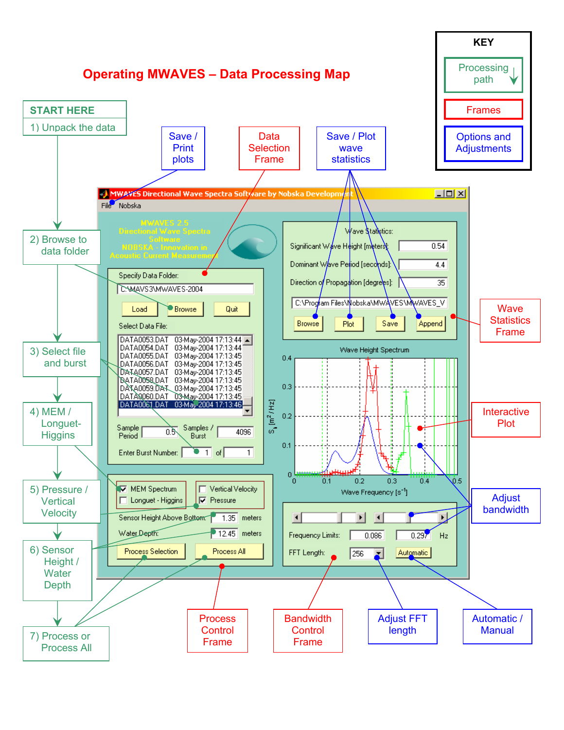# Operating MWAVES – Data Processing Map

**KEY**

- Processing path
- Frames
- Options and Adjustments

**START HERE**

1) Unpack the data

2) Browse to data folder

3) Select file and burst

4) MEM / Longuet-Higgins

5) Pressure / Vertical Velocity

6) Sensor Height / Water Depth

7) Process or Process All

Save / Print plots

Data Selection Frame

Save / Plot wave statistics

Wave Statistics Frame

Interactive Plot

Adjust bandwidth

Process Control Frame

Bandwidth Control Frame

Adjust FFT length

Automatic / Manual

MWAVES Directional Wave Spectra Software by Nobska Development

File Nobska

MWAVES 2.5
Directional Wave Spectra
Software
NOBSKA - Innovation in
Acoustic Current Measurement

Specify Data Folder:
C:\MAVS3\MWAVES-2004

Load | Browse | Quit

Select Data File:

DATA0053.DAT 03-May-2004 17:13:44
DATA0054.DAT 03-May-2004 17:13:44
DATA0055.DAT 03-May-2004 17:13:45
DATA0056.DAT 03-May-2004 17:13:45
DATA0057.DAT 03-May-2004 17:13:45
DATA0058.DAT 03-May-2004 17:13:45
DATA0059.DAT 03-May-2004 17:13:45
DATA0060.DAT 03-May-2004 17:13:45
DATA0061.DAT 03-May-2004 17:13:46

Sample Period 0.5 | Samples / Burst 4096

Enter Burst Number: 1 of 1

MEM Spectrum | Vertical Velocity
Longuet - Higgins | Pressure

Sensor Height Above Bottom: 1.35 meters

Water Depth: 12.45 meters

Process Selection | Process All

Wave Statistics:
Significant Wave Height [meters]: 0.54
Dominant Wave Period [seconds]: 4.4
Direction of Propagation [degrees]: 35
C:\Program Files\Nobska\MWAVES\MWAVES_V

Browse | Plot | Save | Append

Wave Height Spectrum

$S_\eta$ [$m^2$/Hz]

0.4
0.3
0.2
0.1
0
0 0.1 0.2 0.3 0.4 0.5

Wave Frequency [$s^{-1}$]

Frequency Limits: 0.086 | 0.297 Hz

FFT Length: 256 | Automatic